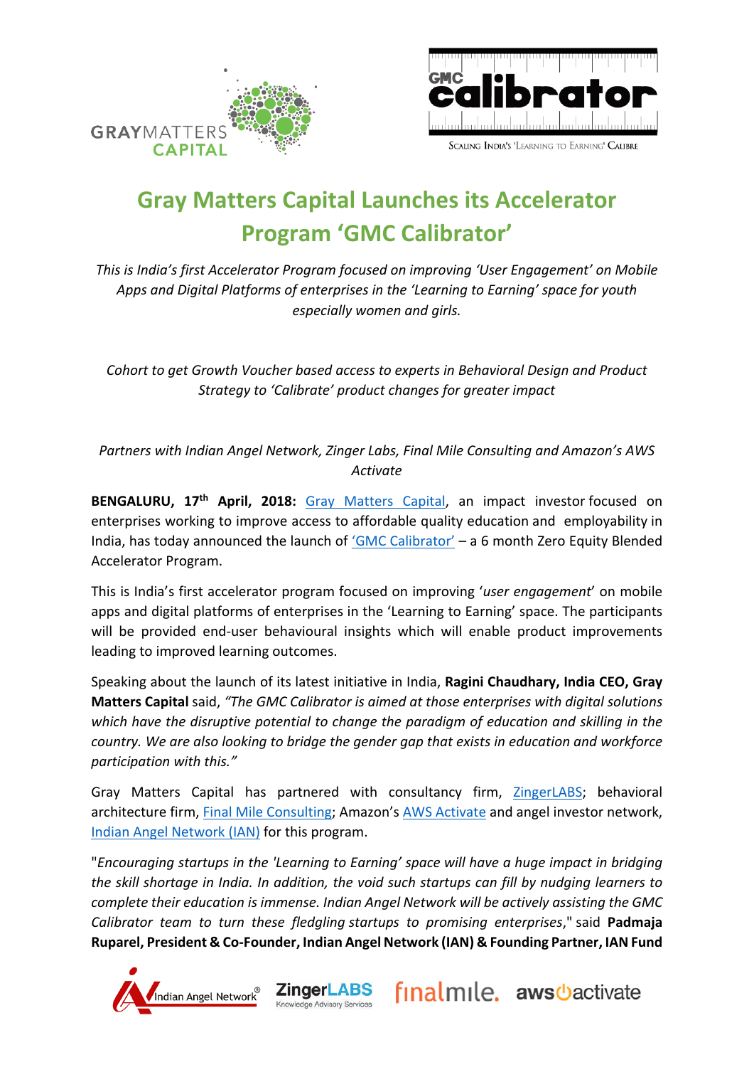# Gray Matters Capital Launches its Accelerator Program 'GMC Calibrator'

*This is India's first Accelerator Program focused on improving 'User Engagement' on Mobile Apps and Digital Platforms of enterprises in the 'Learning to Earning' space for youth especially women and girls.*

*Cohort to get Growth Voucher based access to experts in Behavioral Design and Product Strategy to 'Calibrate' product changes for greater impact*

*Partners with Indian Angel Network, Zinger Labs, Final Mile Consulting and Amazon's AWS Activate*

**BENGALURU, 17th April, 2018:** Gray Matters Capital, an impact investor focused on enterprises working to improve access to affordable quality education and employability in India, has today announced the launch of 'GMC Calibrator' – a 6 month Zero Equity Blended Accelerator Program.

This is India's first accelerator program focused on improving '*user engagement*' on mobile apps and digital platforms of enterprises in the 'Learning to Earning' space. The participants will be provided end-user behavioural insights which will enable product improvements leading to improved learning outcomes.

Speaking about the launch of its latest initiative in India, **Ragini Chaudhary, India CEO, Gray Matters Capital** said, *"The GMC Calibrator is aimed at those enterprises with digital solutions which have the disruptive potential to change the paradigm of education and skilling in the country. We are also looking to bridge the gender gap that exists in education and workforce participation with this."*

Gray Matters Capital has partnered with consultancy firm, ZingerLABS; behavioral architecture firm, Final Mile Consulting; Amazon's AWS Activate and angel investor network, Indian Angel Network (IAN) for this program.

"*Encouraging startups in the 'Learning to Earning' space will have a huge impact in bridging the skill shortage in India. In addition, the void such startups can fill by nudging learners to complete their education is immense. Indian Angel Network will be actively assisting the GMC Calibrator team to turn these fledgling startups to promising enterprises*," said **Padmaja Ruparel, President & Co-Founder, Indian Angel Network (IAN) & Founding Partner, IAN Fund**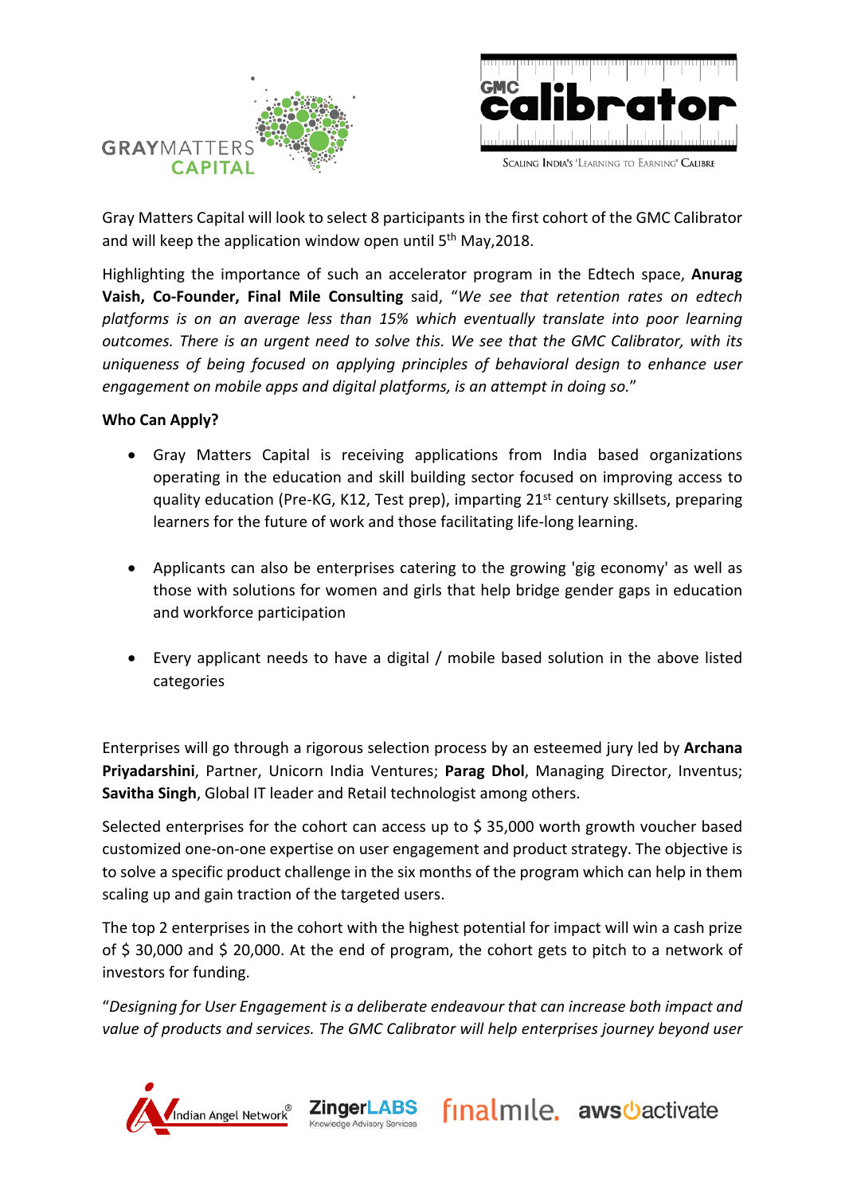Gray Matters Capital will look to select 8 participants in the first cohort of the GMC Calibrator and will keep the application window open until 5th May,2018.

Highlighting the importance of such an accelerator program in the Edtech space, **Anurag Vaish, Co-Founder, Final Mile Consulting** said, "*We see that retention rates on edtech platforms is on an average less than 15% which eventually translate into poor learning outcomes. There is an urgent need to solve this. We see that the GMC Calibrator, with its uniqueness of being focused on applying principles of behavioral design to enhance user engagement on mobile apps and digital platforms, is an attempt in doing so.*"

**Who Can Apply?**

- Gray Matters Capital is receiving applications from India based organizations operating in the education and skill building sector focused on improving access to quality education (Pre-KG, K12, Test prep), imparting 21st century skillsets, preparing learners for the future of work and those facilitating life-long learning.

- Applicants can also be enterprises catering to the growing 'gig economy' as well as those with solutions for women and girls that help bridge gender gaps in education and workforce participation

- Every applicant needs to have a digital / mobile based solution in the above listed categories

Enterprises will go through a rigorous selection process by an esteemed jury led by **Archana Priyadarshini**, Partner, Unicorn India Ventures; **Parag Dhol**, Managing Director, Inventus; **Savitha Singh**, Global IT leader and Retail technologist among others.

Selected enterprises for the cohort can access up to $ 35,000 worth growth voucher based customized one-on-one expertise on user engagement and product strategy. The objective is to solve a specific product challenge in the six months of the program which can help in them scaling up and gain traction of the targeted users.

The top 2 enterprises in the cohort with the highest potential for impact will win a cash prize of $ 30,000 and $ 20,000. At the end of program, the cohort gets to pitch to a network of investors for funding.

"*Designing for User Engagement is a deliberate endeavour that can increase both impact and value of products and services. The GMC Calibrator will help enterprises journey beyond user*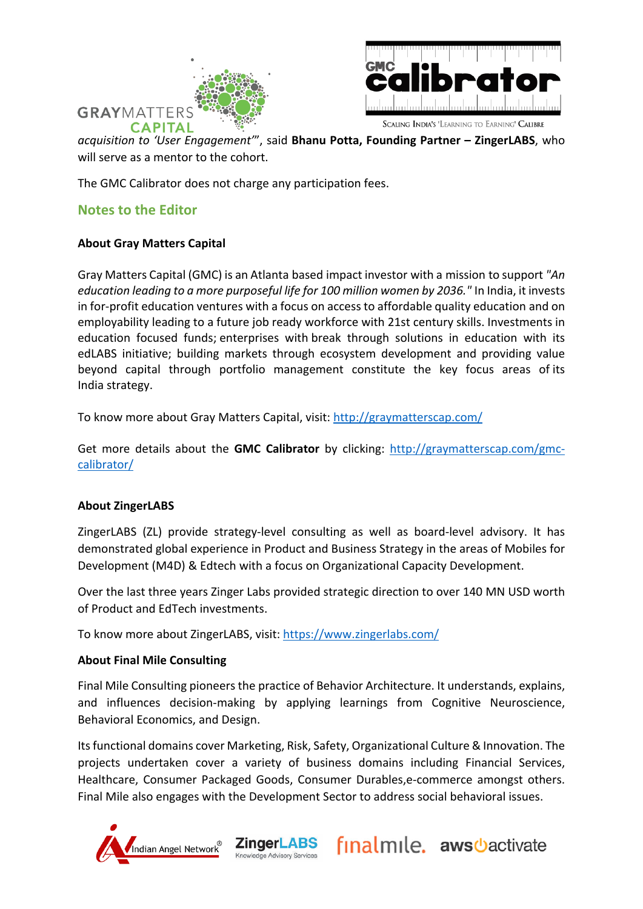*acquisition to 'User Engagement'*", said **Bhanu Potta, Founding Partner – ZingerLABS**, who will serve as a mentor to the cohort.

The GMC Calibrator does not charge any participation fees.

## Notes to the Editor

### About Gray Matters Capital

Gray Matters Capital (GMC) is an Atlanta based impact investor with a mission to support *"An education leading to a more purposeful life for 100 million women by 2036."* In India, it invests in for-profit education ventures with a focus on access to affordable quality education and on employability leading to a future job ready workforce with 21st century skills. Investments in education focused funds; enterprises with break through solutions in education with its edLABS initiative; building markets through ecosystem development and providing value beyond capital through portfolio management constitute the key focus areas of its India strategy.

To know more about Gray Matters Capital, visit: http://graymatterscap.com/

Get more details about the **GMC Calibrator** by clicking: http://graymatterscap.com/gmc-calibrator/

### About ZingerLABS

ZingerLABS (ZL) provide strategy-level consulting as well as board-level advisory. It has demonstrated global experience in Product and Business Strategy in the areas of Mobiles for Development (M4D) & Edtech with a focus on Organizational Capacity Development.

Over the last three years Zinger Labs provided strategic direction to over 140 MN USD worth of Product and EdTech investments.

To know more about ZingerLABS, visit: https://www.zingerlabs.com/

### About Final Mile Consulting

Final Mile Consulting pioneers the practice of Behavior Architecture. It understands, explains, and influences decision-making by applying learnings from Cognitive Neuroscience, Behavioral Economics, and Design.

Its functional domains cover Marketing, Risk, Safety, Organizational Culture & Innovation. The projects undertaken cover a variety of business domains including Financial Services, Healthcare, Consumer Packaged Goods, Consumer Durables,e-commerce amongst others. Final Mile also engages with the Development Sector to address social behavioral issues.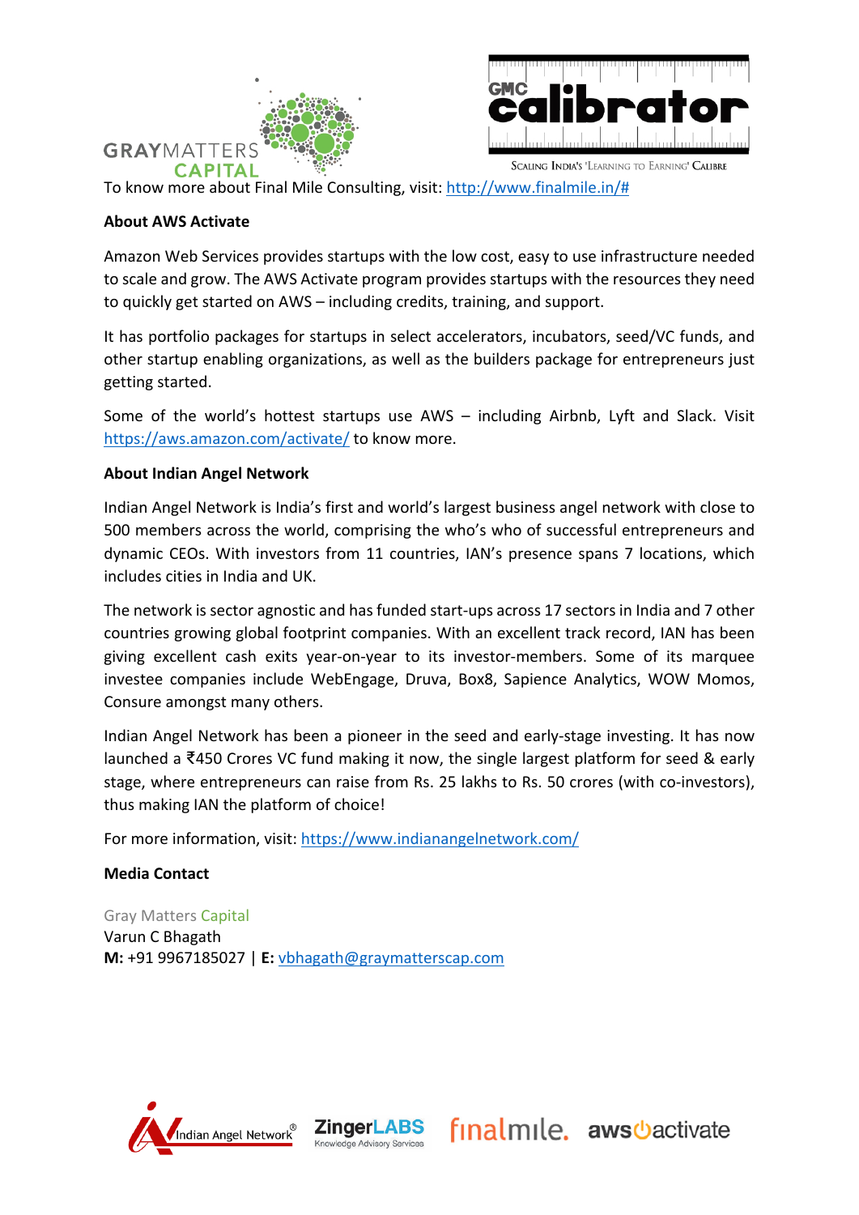To know more about Final Mile Consulting, visit: http://www.finalmile.in/#

**About AWS Activate**

Amazon Web Services provides startups with the low cost, easy to use infrastructure needed to scale and grow. The AWS Activate program provides startups with the resources they need to quickly get started on AWS – including credits, training, and support.

It has portfolio packages for startups in select accelerators, incubators, seed/VC funds, and other startup enabling organizations, as well as the builders package for entrepreneurs just getting started.

Some of the world's hottest startups use AWS – including Airbnb, Lyft and Slack. Visit https://aws.amazon.com/activate/ to know more.

**About Indian Angel Network**

Indian Angel Network is India's first and world's largest business angel network with close to 500 members across the world, comprising the who's who of successful entrepreneurs and dynamic CEOs. With investors from 11 countries, IAN's presence spans 7 locations, which includes cities in India and UK.

The network is sector agnostic and has funded start-ups across 17 sectors in India and 7 other countries growing global footprint companies. With an excellent track record, IAN has been giving excellent cash exits year-on-year to its investor-members. Some of its marquee investee companies include WebEngage, Druva, Box8, Sapience Analytics, WOW Momos, Consure amongst many others.

Indian Angel Network has been a pioneer in the seed and early-stage investing. It has now launched a ₹450 Crores VC fund making it now, the single largest platform for seed & early stage, where entrepreneurs can raise from Rs. 25 lakhs to Rs. 50 crores (with co-investors), thus making IAN the platform of choice!

For more information, visit: https://www.indianangelnetwork.com/

**Media Contact**

Gray Matters Capital
Varun C Bhagath
**M:** +91 9967185027 | **E:** vbhagath@graymatterscap.com